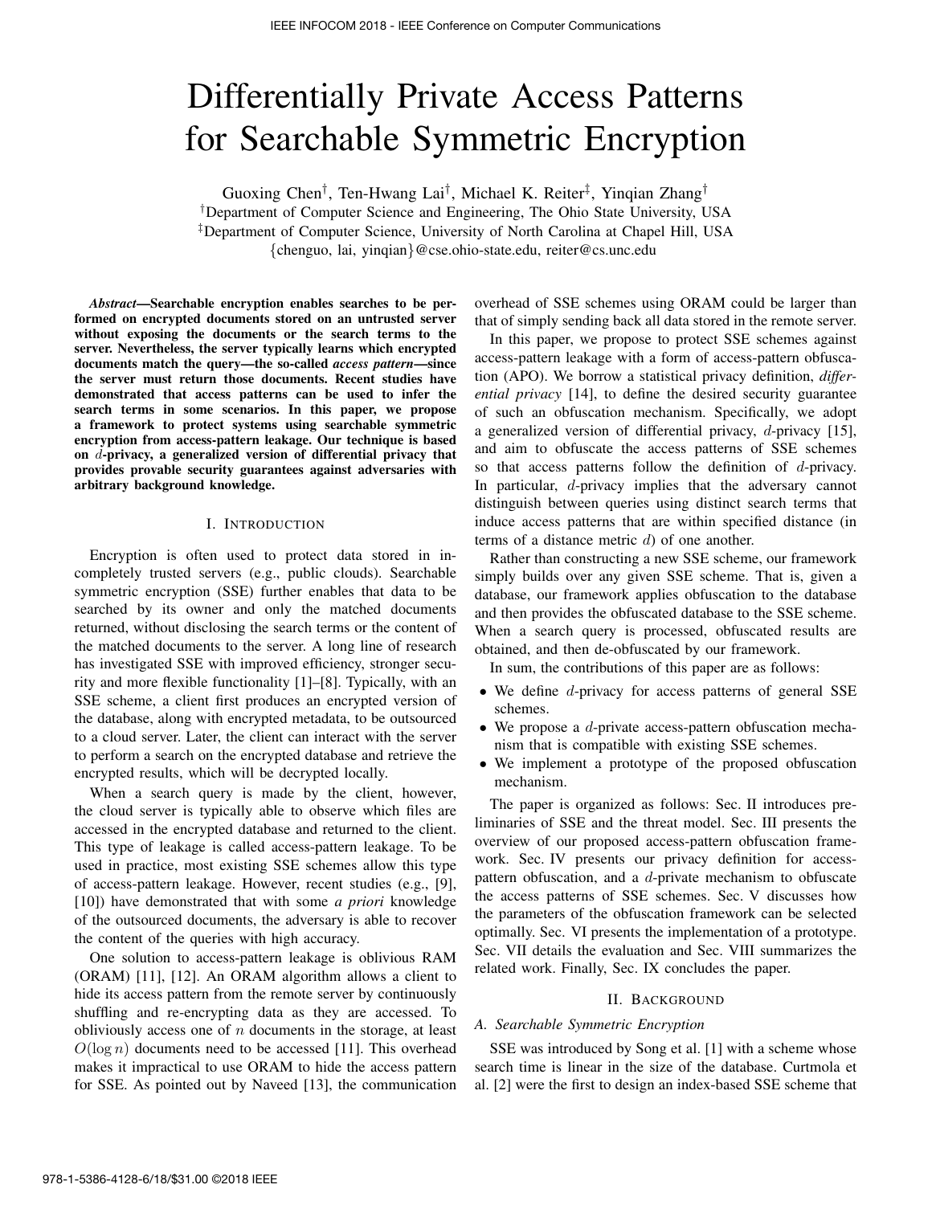# Differentially Private Access Patterns for Searchable Symmetric Encryption

Guoxing Chen[†], Ten-Hwang Lai[†], Michael K. Reiter[‡], Yinqian Zhang[†]

[†]Department of Computer Science and Engineering, The Ohio State University, USA

[‡]Department of Computer Science, University of North Carolina at Chapel Hill, USA

{chenguo, lai, yinqian}@cse.ohio-state.edu, reiter@cs.unc.edu

***Abstract*—Searchable encryption enables searches to be performed on encrypted documents stored on an untrusted server without exposing the documents or the search terms to the server. Nevertheless, the server typically learns which encrypted documents match the query—the so-called *access pattern*—since the server must return those documents. Recent studies have demonstrated that access patterns can be used to infer the search terms in some scenarios. In this paper, we propose a framework to protect systems using searchable symmetric encryption from access-pattern leakage. Our technique is based on $d$-privacy, a generalized version of differential privacy that provides provable security guarantees against adversaries with arbitrary background knowledge.**

## I. Introduction

Encryption is often used to protect data stored in incompletely trusted servers (e.g., public clouds). Searchable symmetric encryption (SSE) further enables that data to be searched by its owner and only the matched documents returned, without disclosing the search terms or the content of the matched documents to the server. A long line of research has investigated SSE with improved efficiency, stronger security and more flexible functionality [1]–[8]. Typically, with an SSE scheme, a client first produces an encrypted version of the database, along with encrypted metadata, to be outsourced to a cloud server. Later, the client can interact with the server to perform a search on the encrypted database and retrieve the encrypted results, which will be decrypted locally.

When a search query is made by the client, however, the cloud server is typically able to observe which files are accessed in the encrypted database and returned to the client. This type of leakage is called access-pattern leakage. To be used in practice, most existing SSE schemes allow this type of access-pattern leakage. However, recent studies (e.g., [9], [10]) have demonstrated that with some *a priori* knowledge of the outsourced documents, the adversary is able to recover the content of the queries with high accuracy.

One solution to access-pattern leakage is oblivious RAM (ORAM) [11], [12]. An ORAM algorithm allows a client to hide its access pattern from the remote server by continuously shuffling and re-encrypting data as they are accessed. To obliviously access one of $n$ documents in the storage, at least $O(\log n)$ documents need to be accessed [11]. This overhead makes it impractical to use ORAM to hide the access pattern for SSE. As pointed out by Naveed [13], the communication overhead of SSE schemes using ORAM could be larger than that of simply sending back all data stored in the remote server.

In this paper, we propose to protect SSE schemes against access-pattern leakage with a form of access-pattern obfuscation (APO). We borrow a statistical privacy definition, *differential privacy* [14], to define the desired security guarantee of such an obfuscation mechanism. Specifically, we adopt a generalized version of differential privacy, $d$-privacy [15], and aim to obfuscate the access patterns of SSE schemes so that access patterns follow the definition of $d$-privacy. In particular, $d$-privacy implies that the adversary cannot distinguish between queries using distinct search terms that induce access patterns that are within specified distance (in terms of a distance metric $d$) of one another.

Rather than constructing a new SSE scheme, our framework simply builds over any given SSE scheme. That is, given a database, our framework applies obfuscation to the database and then provides the obfuscated database to the SSE scheme. When a search query is processed, obfuscated results are obtained, and then de-obfuscated by our framework.

In sum, the contributions of this paper are as follows:

- We define $d$-privacy for access patterns of general SSE schemes.
- We propose a $d$-private access-pattern obfuscation mechanism that is compatible with existing SSE schemes.
- We implement a prototype of the proposed obfuscation mechanism.

The paper is organized as follows: Sec. II introduces preliminaries of SSE and the threat model. Sec. III presents the overview of our proposed access-pattern obfuscation framework. Sec. IV presents our privacy definition for access-pattern obfuscation, and a $d$-private mechanism to obfuscate the access patterns of SSE schemes. Sec. V discusses how the parameters of the obfuscation framework can be selected optimally. Sec. VI presents the implementation of a prototype. Sec. VII details the evaluation and Sec. VIII summarizes the related work. Finally, Sec. IX concludes the paper.

## II. Background

### A. Searchable Symmetric Encryption

SSE was introduced by Song et al. [1] with a scheme whose search time is linear in the size of the database. Curtmola et al. [2] were the first to design an index-based SSE scheme that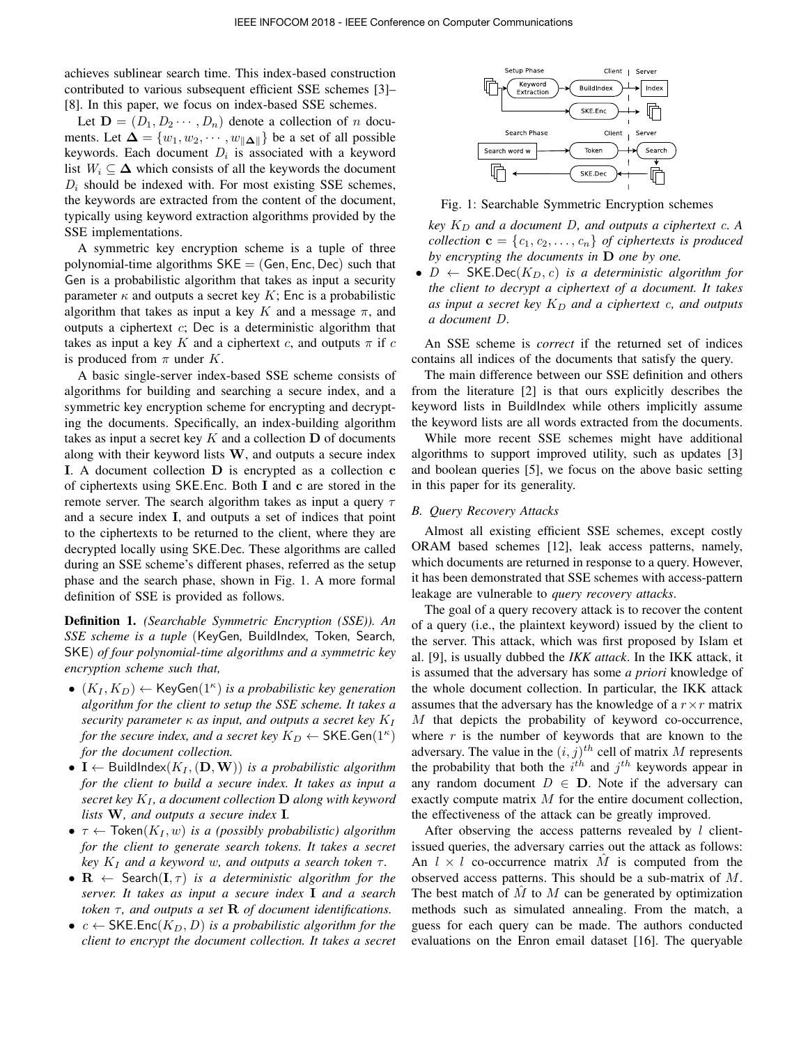achieves sublinear search time. This index-based construction contributed to various subsequent efficient SSE schemes [3]–[8]. In this paper, we focus on index-based SSE schemes.

Let $\mathbf{D} = (D_1, D_2 \cdots, D_n)$ denote a collection of $n$ documents. Let $\mathbf{\Delta} = \{w_1, w_2, \cdots, w_{\|\mathbf{\Delta}\|}\}$ be a set of all possible keywords. Each document $D_i$ is associated with a keyword list $W_i \subseteq \mathbf{\Delta}$ which consists of all the keywords the document $D_i$ should be indexed with. For most existing SSE schemes, the keywords are extracted from the content of the document, typically using keyword extraction algorithms provided by the SSE implementations.

A symmetric key encryption scheme is a tuple of three polynomial-time algorithms $\mathsf{SKE} = (\mathsf{Gen}, \mathsf{Enc}, \mathsf{Dec})$ such that $\mathsf{Gen}$ is a probabilistic algorithm that takes as input a security parameter $\kappa$ and outputs a secret key $K$; $\mathsf{Enc}$ is a probabilistic algorithm that takes as input a key $K$ and a message $\pi$, and outputs a ciphertext $c$; $\mathsf{Dec}$ is a deterministic algorithm that takes as input a key $K$ and a ciphertext $c$, and outputs $\pi$ if $c$ is produced from $\pi$ under $K$.

A basic single-server index-based SSE scheme consists of algorithms for building and searching a secure index, and a symmetric key encryption scheme for encrypting and decrypting the documents. Specifically, an index-building algorithm takes as input a secret key $K$ and a collection $\mathbf{D}$ of documents along with their keyword lists $\mathbf{W}$, and outputs a secure index $\mathbf{I}$. A document collection $\mathbf{D}$ is encrypted as a collection $\mathbf{c}$ of ciphertexts using $\mathsf{SKE.Enc}$. Both $\mathbf{I}$ and $\mathbf{c}$ are stored in the remote server. The search algorithm takes as input a query $\tau$ and a secure index $\mathbf{I}$, and outputs a set of indices that point to the ciphertexts to be returned to the client, where they are decrypted locally using $\mathsf{SKE.Dec}$. These algorithms are called during an SSE scheme's different phases, referred as the setup phase and the search phase, shown in Fig. 1. A more formal definition of SSE is provided as follows.

**Definition 1.** *(Searchable Symmetric Encryption (SSE)). An SSE scheme is a tuple* (KeyGen, BuildIndex, Token, Search, SKE) *of four polynomial-time algorithms and a symmetric key encryption scheme such that,*

- $(K_I, K_D) \leftarrow \mathsf{KeyGen}(1^\kappa)$ *is a probabilistic key generation algorithm for the client to setup the SSE scheme. It takes a security parameter $\kappa$ as input, and outputs a secret key $K_I$ for the secure index, and a secret key $K_D \leftarrow \mathsf{SKE.Gen}(1^\kappa)$ for the document collection.*
- $\mathbf{I} \leftarrow \mathsf{BuildIndex}(K_I, (\mathbf{D}, \mathbf{W}))$ *is a probabilistic algorithm for the client to build a secure index. It takes as input a secret key $K_I$, a document collection $\mathbf{D}$ along with keyword lists $\mathbf{W}$, and outputs a secure index $\mathbf{I}$.*
- $\tau \leftarrow \mathsf{Token}(K_I, w)$ *is a (possibly probabilistic) algorithm for the client to generate search tokens. It takes a secret key $K_I$ and a keyword $w$, and outputs a search token $\tau$.*
- $\mathbf{R} \leftarrow \mathsf{Search}(\mathbf{I}, \tau)$ *is a deterministic algorithm for the server. It takes as input a secure index $\mathbf{I}$ and a search token $\tau$, and outputs a set $\mathbf{R}$ of document identifications.*
- $c \leftarrow \mathsf{SKE.Enc}(K_D, D)$ *is a probabilistic algorithm for the client to encrypt the document collection. It takes a secret key $K_D$ and a document $D$, and outputs a ciphertext $c$. A collection $\mathbf{c} = \{c_1, c_2, \ldots, c_n\}$ of ciphertexts is produced by encrypting the documents in $\mathbf{D}$ one by one.*
- $D \leftarrow \mathsf{SKE.Dec}(K_D, c)$ *is a deterministic algorithm for the client to decrypt a ciphertext of a document. It takes as input a secret key $K_D$ and a ciphertext $c$, and outputs a document $D$.*

Setup Phase — Client | Server: Keyword Extraction → BuildIndex → Index; SKE.Enc
Search Phase — Client | Server: Search word w → Token → Search; SKE.Dec

Fig. 1: Searchable Symmetric Encryption schemes

An SSE scheme is *correct* if the returned set of indices contains all indices of the documents that satisfy the query.

The main difference between our SSE definition and others from the literature [2] is that ours explicitly describes the keyword lists in BuildIndex while others implicitly assume the keyword lists are all words extracted from the documents.

While more recent SSE schemes might have additional algorithms to support improved utility, such as updates [3] and boolean queries [5], we focus on the above basic setting in this paper for its generality.

### *B. Query Recovery Attacks*

Almost all existing efficient SSE schemes, except costly ORAM based schemes [12], leak access patterns, namely, which documents are returned in response to a query. However, it has been demonstrated that SSE schemes with access-pattern leakage are vulnerable to *query recovery attacks*.

The goal of a query recovery attack is to recover the content of a query (i.e., the plaintext keyword) issued by the client to the server. This attack, which was first proposed by Islam et al. [9], is usually dubbed the *IKK attack*. In the IKK attack, it is assumed that the adversary has some *a priori* knowledge of the whole document collection. In particular, the IKK attack assumes that the adversary has the knowledge of a $r \times r$ matrix $M$ that depicts the probability of keyword co-occurrence, where $r$ is the number of keywords that are known to the adversary. The value in the $(i, j)^{th}$ cell of matrix $M$ represents the probability that both the $i^{th}$ and $j^{th}$ keywords appear in any random document $D \in \mathbf{D}$. Note if the adversary can exactly compute matrix $M$ for the entire document collection, the effectiveness of the attack can be greatly improved.

After observing the access patterns revealed by $l$ client-issued queries, the adversary carries out the attack as follows: An $l \times l$ co-occurrence matrix $\hat{M}$ is computed from the observed access patterns. This should be a sub-matrix of $M$. The best match of $\hat{M}$ to $M$ can be generated by optimization methods such as simulated annealing. From the match, a guess for each query can be made. The authors conducted evaluations on the Enron email dataset [16]. The queryable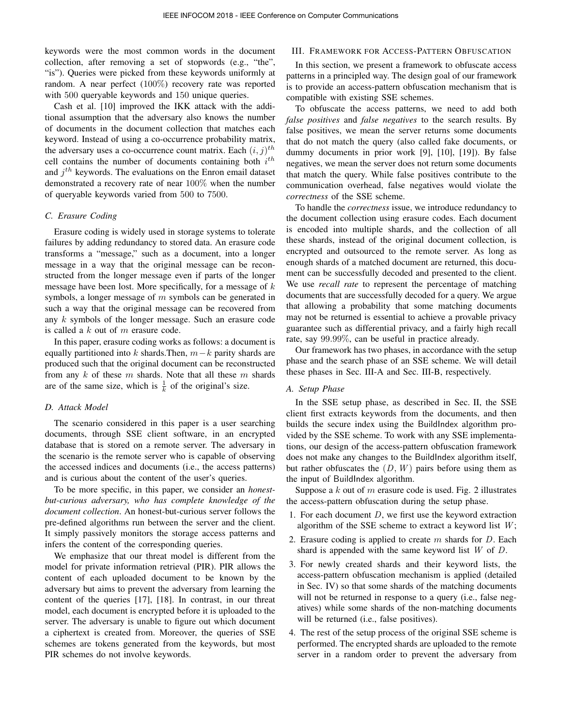keywords were the most common words in the document collection, after removing a set of stopwords (e.g., "the", "is"). Queries were picked from these keywords uniformly at random. A near perfect (100%) recovery rate was reported with 500 queryable keywords and 150 unique queries.

Cash et al. [10] improved the IKK attack with the additional assumption that the adversary also knows the number of documents in the document collection that matches each keyword. Instead of using a co-occurrence probability matrix, the adversary uses a co-occurrence count matrix. Each $(i, j)^{th}$ cell contains the number of documents containing both $i^{th}$ and $j^{th}$ keywords. The evaluations on the Enron email dataset demonstrated a recovery rate of near 100% when the number of queryable keywords varied from 500 to 7500.

### C. Erasure Coding

Erasure coding is widely used in storage systems to tolerate failures by adding redundancy to stored data. An erasure code transforms a "message," such as a document, into a longer message in a way that the original message can be reconstructed from the longer message even if parts of the longer message have been lost. More specifically, for a message of $k$ symbols, a longer message of $m$ symbols can be generated in such a way that the original message can be recovered from any $k$ symbols of the longer message. Such an erasure code is called a $k$ out of $m$ erasure code.

In this paper, erasure coding works as follows: a document is equally partitioned into $k$ shards.Then, $m-k$ parity shards are produced such that the original document can be reconstructed from any $k$ of these $m$ shards. Note that all these $m$ shards are of the same size, which is $\frac{1}{k}$ of the original's size.

### D. Attack Model

The scenario considered in this paper is a user searching documents, through SSE client software, in an encrypted database that is stored on a remote server. The adversary in the scenario is the remote server who is capable of observing the accessed indices and documents (i.e., the access patterns) and is curious about the content of the user's queries.

To be more specific, in this paper, we consider an *honest-but-curious adversary, who has complete knowledge of the document collection*. An honest-but-curious server follows the pre-defined algorithms run between the server and the client. It simply passively monitors the storage access patterns and infers the content of the corresponding queries.

We emphasize that our threat model is different from the model for private information retrieval (PIR). PIR allows the content of each uploaded document to be known by the adversary but aims to prevent the adversary from learning the content of the queries [17], [18]. In contrast, in our threat model, each document is encrypted before it is uploaded to the server. The adversary is unable to figure out which document a ciphertext is created from. Moreover, the queries of SSE schemes are tokens generated from the keywords, but most PIR schemes do not involve keywords.

## III. Framework for Access-Pattern Obfuscation

In this section, we present a framework to obfuscate access patterns in a principled way. The design goal of our framework is to provide an access-pattern obfuscation mechanism that is compatible with existing SSE schemes.

To obfuscate the access patterns, we need to add both *false positives* and *false negatives* to the search results. By false positives, we mean the server returns some documents that do not match the query (also called fake documents, or dummy documents in prior work [9], [10], [19]). By false negatives, we mean the server does not return some documents that match the query. While false positives contribute to the communication overhead, false negatives would violate the *correctness* of the SSE scheme.

To handle the *correctness* issue, we introduce redundancy to the document collection using erasure codes. Each document is encoded into multiple shards, and the collection of all these shards, instead of the original document collection, is encrypted and outsourced to the remote server. As long as enough shards of a matched document are returned, this document can be successfully decoded and presented to the client. We use *recall rate* to represent the percentage of matching documents that are successfully decoded for a query. We argue that allowing a probability that some matching documents may not be returned is essential to achieve a provable privacy guarantee such as differential privacy, and a fairly high recall rate, say 99.99%, can be useful in practice already.

Our framework has two phases, in accordance with the setup phase and the search phase of an SSE scheme. We will detail these phases in Sec. III-A and Sec. III-B, respectively.

### A. Setup Phase

In the SSE setup phase, as described in Sec. II, the SSE client first extracts keywords from the documents, and then builds the secure index using the BuildIndex algorithm provided by the SSE scheme. To work with any SSE implementations, our design of the access-pattern obfuscation framework does not make any changes to the BuildIndex algorithm itself, but rather obfuscates the $(D, W)$ pairs before using them as the input of BuildIndex algorithm.

Suppose a $k$ out of $m$ erasure code is used. Fig. 2 illustrates the access-pattern obfuscation during the setup phase.

1. For each document $D$, we first use the keyword extraction algorithm of the SSE scheme to extract a keyword list $W$;
2. Erasure coding is applied to create $m$ shards for $D$. Each shard is appended with the same keyword list $W$ of $D$.
3. For newly created shards and their keyword lists, the access-pattern obfuscation mechanism is applied (detailed in Sec. IV) so that some shards of the matching documents will not be returned in response to a query (i.e., false negatives) while some shards of the non-matching documents will be returned (i.e., false positives).
4. The rest of the setup process of the original SSE scheme is performed. The encrypted shards are uploaded to the remote server in a random order to prevent the adversary from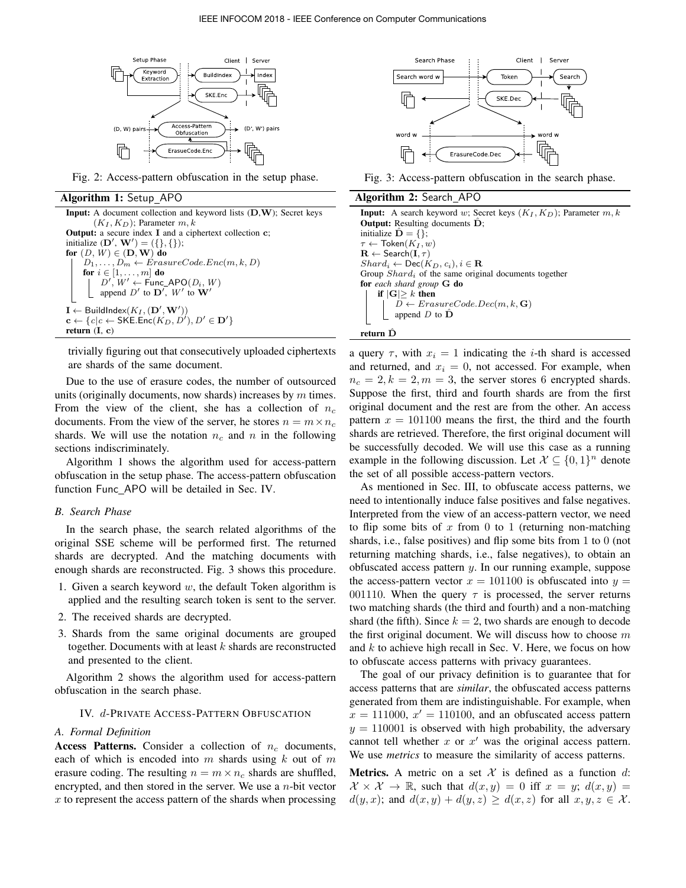Fig. 2: Access-pattern obfuscation in the setup phase.

**Algorithm 1:** Setup_APO

```
Input: A document collection and keyword lists (D,W); Secret keys
       (K_I, K_D); Parameter m, k
Output: a secure index I and a ciphertext collection c;
initialize (D', W') = ({}, {});
for (D, W) ∈ (D, W) do
    D_1, ..., D_m ← ErasureCode.Enc(m, k, D)
    for i ∈ [1, ..., m] do
        D', W' ← Func_APO(D_i, W)
        append D' to D', W' to W'
I ← BuildIndex(K_I, (D', W'))
c ← {c | c ← SKE.Enc(K_D, D'), D' ∈ D'}
return (I, c)
```

trivially figuring out that consecutively uploaded ciphertexts are shards of the same document.

Due to the use of erasure codes, the number of outsourced units (originally documents, now shards) increases by $m$ times. From the view of the client, she has a collection of $n_c$ documents. From the view of the server, he stores $n = m \times n_c$ shards. We will use the notation $n_c$ and $n$ in the following sections indiscriminately.

Algorithm 1 shows the algorithm used for access-pattern obfuscation in the setup phase. The access-pattern obfuscation function Func_APO will be detailed in Sec. IV.

### B. Search Phase

In the search phase, the search related algorithms of the original SSE scheme will be performed first. The returned shards are decrypted. And the matching documents with enough shards are reconstructed. Fig. 3 shows this procedure.

1. Given a search keyword $w$, the default Token algorithm is applied and the resulting search token is sent to the server.
2. The received shards are decrypted.
3. Shards from the same original documents are grouped together. Documents with at least $k$ shards are reconstructed and presented to the client.

Algorithm 2 shows the algorithm used for access-pattern obfuscation in the search phase.

## IV. $d$-Private Access-Pattern Obfuscation

### A. Formal Definition

**Access Patterns.** Consider a collection of $n_c$ documents, each of which is encoded into $m$ shards using $k$ out of $m$ erasure coding. The resulting $n = m \times n_c$ shards are shuffled, encrypted, and then stored in the server. We use a $n$-bit vector $x$ to represent the access pattern of the shards when processing

Fig. 3: Access-pattern obfuscation in the search phase.

**Algorithm 2:** Search_APO

```
Input: A search keyword w; Secret keys (K_I, K_D); Parameter m, k
Output: Resulting documents D̂;
initialize D̂ = {};
τ ← Token(K_I, w)
R ← Search(I, τ)
Shard_i ← Dec(K_D, c_i), i ∈ R
Group Shard_i of the same original documents together
for each shard group G do
    if |G| ≥ k then
        D ← ErasureCode.Dec(m, k, G)
        append D to D̂
return D̂
```

a query $\tau$, with $x_i = 1$ indicating the $i$-th shard is accessed and returned, and $x_i = 0$, not accessed. For example, when $n_c = 2, k = 2, m = 3$, the server stores 6 encrypted shards. Suppose the first, third and fourth shards are from the first original document and the rest are from the other. An access pattern $x = 101100$ means the first, the third and the fourth shards are retrieved. Therefore, the first original document will be successfully decoded. We will use this case as a running example in the following discussion. Let $\mathcal{X} \subseteq \{0,1\}^n$ denote the set of all possible access-pattern vectors.

As mentioned in Sec. III, to obfuscate access patterns, we need to intentionally induce false positives and false negatives. Interpreted from the view of an access-pattern vector, we need to flip some bits of $x$ from 0 to 1 (returning non-matching shards, i.e., false positives) and flip some bits from 1 to 0 (not returning matching shards, i.e., false negatives), to obtain an obfuscated access pattern $y$. In our running example, suppose the access-pattern vector $x = 101100$ is obfuscated into $y = 001110$. When the query $\tau$ is processed, the server returns two matching shards (the third and fourth) and a non-matching shard (the fifth). Since $k = 2$, two shards are enough to decode the first original document. We will discuss how to choose $m$ and $k$ to achieve high recall in Sec. V. Here, we focus on how to obfuscate access patterns with privacy guarantees.

The goal of our privacy definition is to guarantee that for access patterns that are *similar*, the obfuscated access patterns generated from them are indistinguishable. For example, when $x = 111000$, $x' = 110100$, and an obfuscated access pattern $y = 110001$ is observed with high probability, the adversary cannot tell whether $x$ or $x'$ was the original access pattern. We use *metrics* to measure the similarity of access patterns.

**Metrics.** A metric on a set $\mathcal{X}$ is defined as a function $d$: $\mathcal{X} \times \mathcal{X} \to \mathbb{R}$, such that $d(x, y) = 0$ iff $x = y$; $d(x, y) = d(y, x)$; and $d(x, y) + d(y, z) \geq d(x, z)$ for all $x, y, z \in \mathcal{X}$.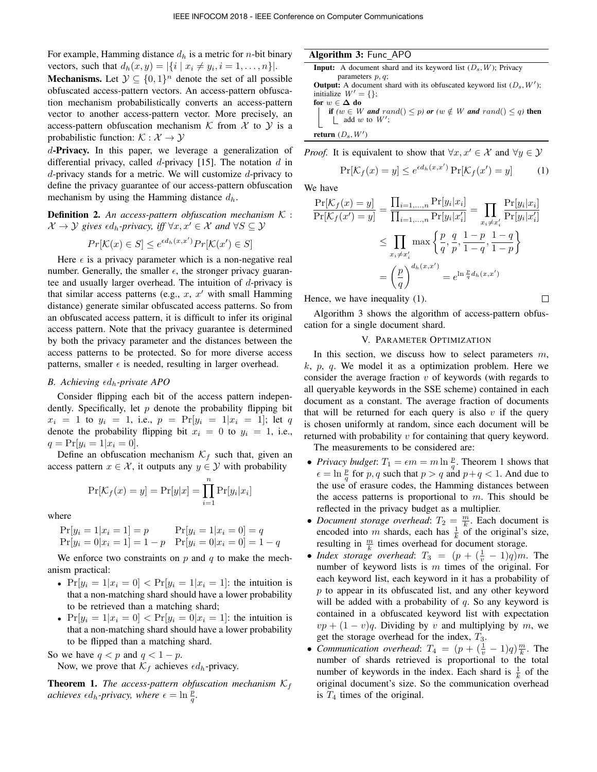For example, Hamming distance $d_h$ is a metric for $n$-bit binary vectors, such that $d_h(x, y) = |\{i \mid x_i \neq y_i, i = 1, \ldots, n\}|$.

**Mechanisms.** Let $\mathcal{Y} \subseteq \{0, 1\}^n$ denote the set of all possible obfuscated access-pattern vectors. An access-pattern obfuscation mechanism probabilistically converts an access-pattern vector to another access-pattern vector. More precisely, an access-pattern obfuscation mechanism $\mathcal{K}$ from $\mathcal{X}$ to $\mathcal{Y}$ is a probabilistic function: $\mathcal{K} : \mathcal{X} \to \mathcal{Y}$

**$d$-Privacy.** In this paper, we leverage a generalization of differential privacy, called $d$-privacy [15]. The notation $d$ in $d$-privacy stands for a metric. We will customize $d$-privacy to define the privacy guarantee of our access-pattern obfuscation mechanism by using the Hamming distance $d_h$.

**Definition 2.** *An access-pattern obfuscation mechanism $\mathcal{K} : \mathcal{X} \to \mathcal{Y}$ gives $\epsilon d_h$-privacy, iff $\forall x, x' \in \mathcal{X}$ and $\forall S \subseteq \mathcal{Y}$*

$$Pr[\mathcal{K}(x) \in S] \leq e^{\epsilon d_h(x,x')} Pr[\mathcal{K}(x') \in S]$$

Here $\epsilon$ is a privacy parameter which is a non-negative real number. Generally, the smaller $\epsilon$, the stronger privacy guarantee and usually larger overhead. The intuition of $d$-privacy is that similar access patterns (e.g., $x$, $x'$ with small Hamming distance) generate similar obfuscated access patterns. So from an obfuscated access pattern, it is difficult to infer its original access pattern. Note that the privacy guarantee is determined by both the privacy parameter and the distances between the access patterns to be protected. So for more diverse access patterns, smaller $\epsilon$ is needed, resulting in larger overhead.

### B. Achieving $\epsilon d_h$-private APO

Consider flipping each bit of the access pattern independently. Specifically, let $p$ denote the probability flipping bit $x_i = 1$ to $y_i = 1$, i.e., $p = \Pr[y_i = 1|x_i = 1]$; let $q$ denote the probability flipping bit $x_i = 0$ to $y_i = 1$, i.e., $q = \Pr[y_i = 1|x_i = 0]$.

Define an obfuscation mechanism $\mathcal{K}_f$ such that, given an access pattern $x \in \mathcal{X}$, it outputs any $y \in \mathcal{Y}$ with probability

$$\Pr[\mathcal{K}_f(x) = y] = \Pr[y|x] = \prod_{i=1}^{n} \Pr[y_i|x_i]$$

where

$$\begin{array}{ll} \Pr[y_i = 1|x_i = 1] = p & \Pr[y_i = 1|x_i = 0] = q \\ \Pr[y_i = 0|x_i = 1] = 1 - p & \Pr[y_i = 0|x_i = 0] = 1 - q \end{array}$$

We enforce two constraints on $p$ and $q$ to make the mechanism practical:

- $\Pr[y_i = 1|x_i = 0] < \Pr[y_i = 1|x_i = 1]$: the intuition is that a non-matching shard should have a lower probability to be retrieved than a matching shard;
- $\Pr[y_i = 1|x_i = 0] < \Pr[y_i = 0|x_i = 1]$: the intuition is that a non-matching shard should have a lower probability to be flipped than a matching shard.

So we have $q < p$ and $q < 1 - p$.

Now, we prove that $\mathcal{K}_f$ achieves $\epsilon d_h$-privacy.

**Theorem 1.** *The access-pattern obfuscation mechanism $\mathcal{K}_f$ achieves $\epsilon d_h$-privacy, where $\epsilon = \ln \frac{p}{q}$.*

```
Algorithm 3: Func_APO
Input: A document shard and its keyword list (D_s, W); Privacy
       parameters p, q;
Output: A document shard with its obfuscated keyword list (D_s, W');
initialize W' = {};
for w ∈ Δ do
    if (w ∈ W and rand() ≤ p) or (w ∉ W and rand() ≤ q) then
        add w to W';
return (D_s, W')
```

*Proof.* It is equivalent to show that $\forall x, x' \in \mathcal{X}$ and $\forall y \in \mathcal{Y}$

$$\Pr[\mathcal{K}_f(x) = y] \leq e^{\epsilon d_h(x,x')} \Pr[\mathcal{K}_f(x') = y] \tag{1}$$

We have

$$\begin{aligned} \frac{\Pr[\mathcal{K}_f(x) = y]}{\Pr[\mathcal{K}_f(x') = y]} &= \frac{\prod_{i=1,\ldots,n} \Pr[y_i|x_i]}{\prod_{i=1,\ldots,n} \Pr[y_i|x'_i]} = \prod_{x_i \neq x'_i} \frac{\Pr[y_i|x_i]}{\Pr[y_i|x'_i]} \\ &\leq \prod_{x_i \neq x'_i} \max\left\{\frac{p}{q}, \frac{q}{p}, \frac{1-p}{1-q}, \frac{1-q}{1-p}\right\} \\ &= \left(\frac{p}{q}\right)^{d_h(x,x')} = e^{\ln \frac{p}{q} d_h(x,x')} \end{aligned}$$

Hence, we have inequality (1). $\square$

Algorithm 3 shows the algorithm of access-pattern obfuscation for a single document shard.

## V. Parameter Optimization

In this section, we discuss how to select parameters $m$, $k$, $p$, $q$. We model it as a optimization problem. Here we consider the average fraction $v$ of keywords (with regards to all queryable keywords in the SSE scheme) contained in each document as a constant. The average fraction of documents that will be returned for each query is also $v$ if the query is chosen uniformly at random, since each document will be returned with probability $v$ for containing that query keyword.

The measurements to be considered are:

- *Privacy budget*: $T_1 = \epsilon m = m \ln \frac{p}{q}$. Theorem 1 shows that $\epsilon = \ln \frac{p}{q}$ for $p, q$ such that $p > q$ and $p + q < 1$. And due to the use of erasure codes, the Hamming distances between the access patterns is proportional to $m$. This should be reflected in the privacy budget as a multiplier.
- *Document storage overhead*: $T_2 = \frac{m}{k}$. Each document is encoded into $m$ shards, each has $\frac{1}{k}$ of the original's size, resulting in $\frac{m}{k}$ times overhead for document storage.
- *Index storage overhead*: $T_3 = (p + (\frac{1}{v} - 1)q)m$. The number of keyword lists is $m$ times of the original. For each keyword list, each keyword in it has a probability of $p$ to appear in its obfuscated list, and any other keyword will be added with a probability of $q$. So any keyword is contained in a obfuscated keyword list with expectation $vp + (1 - v)q$. Dividing by $v$ and multiplying by $m$, we get the storage overhead for the index, $T_3$.
- *Communication overhead*: $T_4 = (p + (\frac{1}{v} - 1)q)\frac{m}{k}$. The number of shards retrieved is proportional to the total number of keywords in the index. Each shard is $\frac{1}{k}$ of the original document's size. So the communication overhead is $T_4$ times of the original.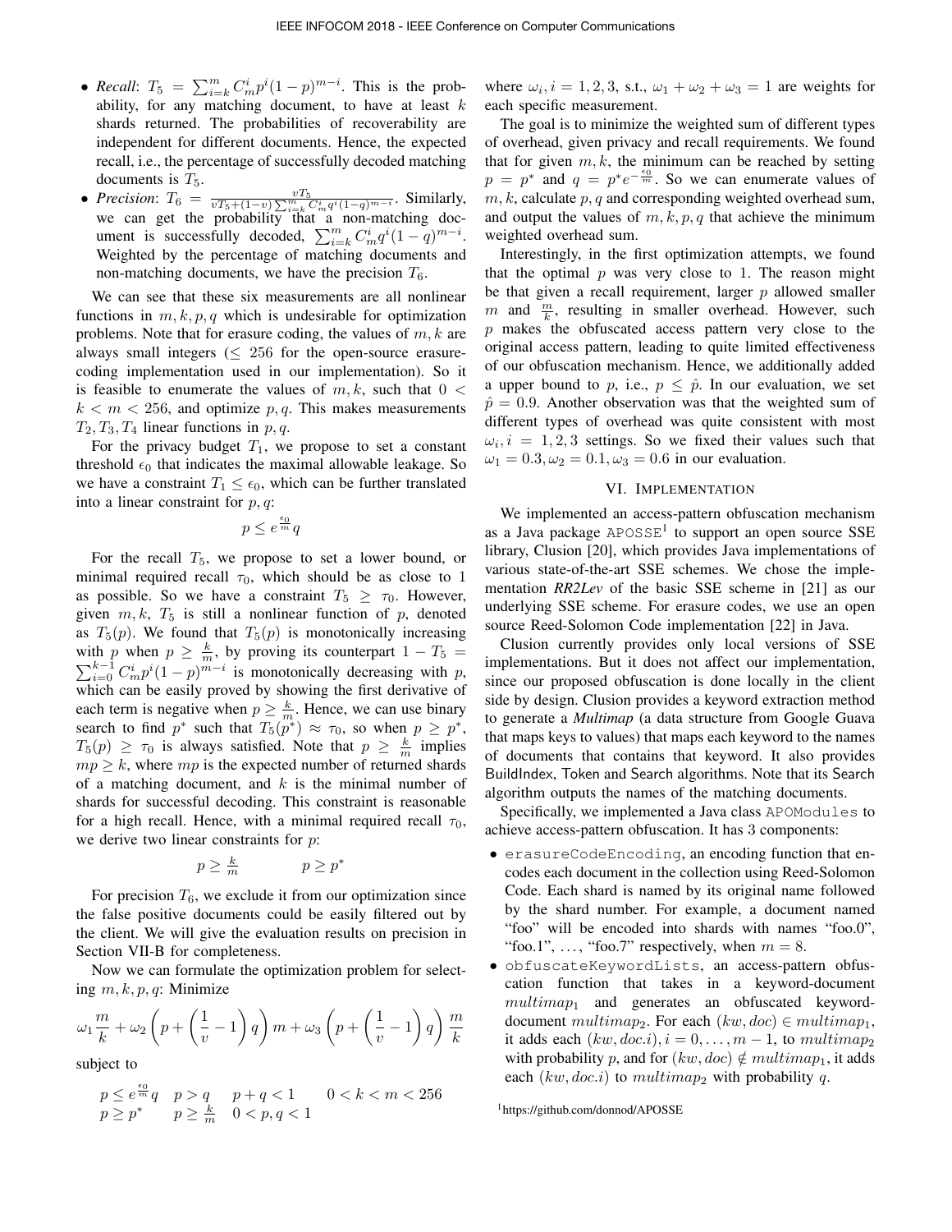- *Recall*: $T_5 = \sum_{i=k}^{m} C_m^i p^i (1-p)^{m-i}$. This is the probability, for any matching document, to have at least $k$ shards returned. The probabilities of recoverability are independent for different documents. Hence, the expected recall, i.e., the percentage of successfully decoded matching documents is $T_5$.
- *Precision*: $T_6 = \frac{vT_5}{vT_5 + (1-v)\sum_{i=k}^{m} C_m^i q^i (1-q)^{m-i}}$. Similarly, we can get the probability that a non-matching document is successfully decoded, $\sum_{i=k}^{m} C_m^i q^i (1-q)^{m-i}$. Weighted by the percentage of matching documents and non-matching documents, we have the precision $T_6$.

We can see that these six measurements are all nonlinear functions in $m, k, p, q$ which is undesirable for optimization problems. Note that for erasure coding, the values of $m, k$ are always small integers ($\leq 256$ for the open-source erasure-coding implementation used in our implementation). So it is feasible to enumerate the values of $m, k$, such that $0 < k < m < 256$, and optimize $p, q$. This makes measurements $T_2, T_3, T_4$ linear functions in $p, q$.

For the privacy budget $T_1$, we propose to set a constant threshold $\epsilon_0$ that indicates the maximal allowable leakage. So we have a constraint $T_1 \leq \epsilon_0$, which can be further translated into a linear constraint for $p, q$:

$$p \leq e^{\frac{\epsilon_0}{m}} q$$

For the recall $T_5$, we propose to set a lower bound, or minimal required recall $\tau_0$, which should be as close to 1 as possible. So we have a constraint $T_5 \geq \tau_0$. However, given $m, k$, $T_5$ is still a nonlinear function of $p$, denoted as $T_5(p)$. We found that $T_5(p)$ is monotonically increasing with $p$ when $p \geq \frac{k}{m}$, by proving its counterpart $1 - T_5 = \sum_{i=0}^{k-1} C_m^i p^i (1-p)^{m-i}$ is monotonically decreasing with $p$, which can be easily proved by showing the first derivative of each term is negative when $p \geq \frac{k}{m}$. Hence, we can use binary search to find $p^*$ such that $T_5(p^*) \approx \tau_0$, so when $p \geq p^*$, $T_5(p) \geq \tau_0$ is always satisfied. Note that $p \geq \frac{k}{m}$ implies $mp \geq k$, where $mp$ is the expected number of returned shards of a matching document, and $k$ is the minimal number of shards for successful decoding. This constraint is reasonable for a high recall. Hence, with a minimal required recall $\tau_0$, we derive two linear constraints for $p$:

$$p \geq \frac{k}{m} \qquad\qquad p \geq p^*$$

For precision $T_6$, we exclude it from our optimization since the false positive documents could be easily filtered out by the client. We will give the evaluation results on precision in Section VII-B for completeness.

Now we can formulate the optimization problem for selecting $m, k, p, q$: Minimize

$$\omega_1 \frac{m}{k} + \omega_2 \left(p + \left(\frac{1}{v} - 1\right) q\right) m + \omega_3 \left(p + \left(\frac{1}{v} - 1\right) q\right) \frac{m}{k}$$

subject to

$$\begin{array}{llll} p \leq e^{\frac{\epsilon_0}{m}} q & p > q & p + q < 1 & 0 < k < m < 256 \\ p \geq p^* & p \geq \frac{k}{m} & 0 < p, q < 1 & \end{array}$$

where $\omega_i, i = 1, 2, 3$, s.t., $\omega_1 + \omega_2 + \omega_3 = 1$ are weights for each specific measurement.

The goal is to minimize the weighted sum of different types of overhead, given privacy and recall requirements. We found that for given $m, k$, the minimum can be reached by setting $p = p^*$ and $q = p^* e^{-\frac{\epsilon_0}{m}}$. So we can enumerate values of $m, k$, calculate $p, q$ and corresponding weighted overhead sum, and output the values of $m, k, p, q$ that achieve the minimum weighted overhead sum.

Interestingly, in the first optimization attempts, we found that the optimal $p$ was very close to 1. The reason might be that given a recall requirement, larger $p$ allowed smaller $m$ and $\frac{m}{k}$, resulting in smaller overhead. However, such $p$ makes the obfuscated access pattern very close to the original access pattern, leading to quite limited effectiveness of our obfuscation mechanism. Hence, we additionally added a upper bound to $p$, i.e., $p \leq \hat{p}$. In our evaluation, we set $\hat{p} = 0.9$. Another observation was that the weighted sum of different types of overhead was quite consistent with most $\omega_i, i = 1, 2, 3$ settings. So we fixed their values such that $\omega_1 = 0.3, \omega_2 = 0.1, \omega_3 = 0.6$ in our evaluation.

## VI. Implementation

We implemented an access-pattern obfuscation mechanism as a Java package `APOSSE`[1] to support an open source SSE library, Clusion [20], which provides Java implementations of various state-of-the-art SSE schemes. We chose the implementation ***RR2Lev*** of the basic SSE scheme in [21] as our underlying SSE scheme. For erasure codes, we use an open source Reed-Solomon Code implementation [22] in Java.

Clusion currently provides only local versions of SSE implementations. But it does not affect our implementation, since our proposed obfuscation is done locally in the client side by design. Clusion provides a keyword extraction method to generate a ***Multimap*** (a data structure from Google Guava that maps keys to values) that maps each keyword to the names of documents that contains that keyword. It also provides BuildIndex, Token and Search algorithms. Note that its Search algorithm outputs the names of the matching documents.

Specifically, we implemented a Java class `APOModules` to achieve access-pattern obfuscation. It has 3 components:

- `erasureCodeEncoding`, an encoding function that encodes each document in the collection using Reed-Solomon Code. Each shard is named by its original name followed by the shard number. For example, a document named "foo" will be encoded into shards with names "foo.0", "foo.1", …, "foo.7" respectively, when $m = 8$.
- `obfuscateKeywordLists`, an access-pattern obfuscation function that takes in a keyword-document $multimap_1$ and generates an obfuscated keyword-document $multimap_2$. For each $(kw, doc) \in multimap_1$, it adds each $(kw, doc.i), i = 0, \ldots, m-1$, to $multimap_2$ with probability $p$, and for $(kw, doc) \notin multimap_1$, it adds each $(kw, doc.i)$ to $multimap_2$ with probability $q$.

[1] https://github.com/donnod/APOSSE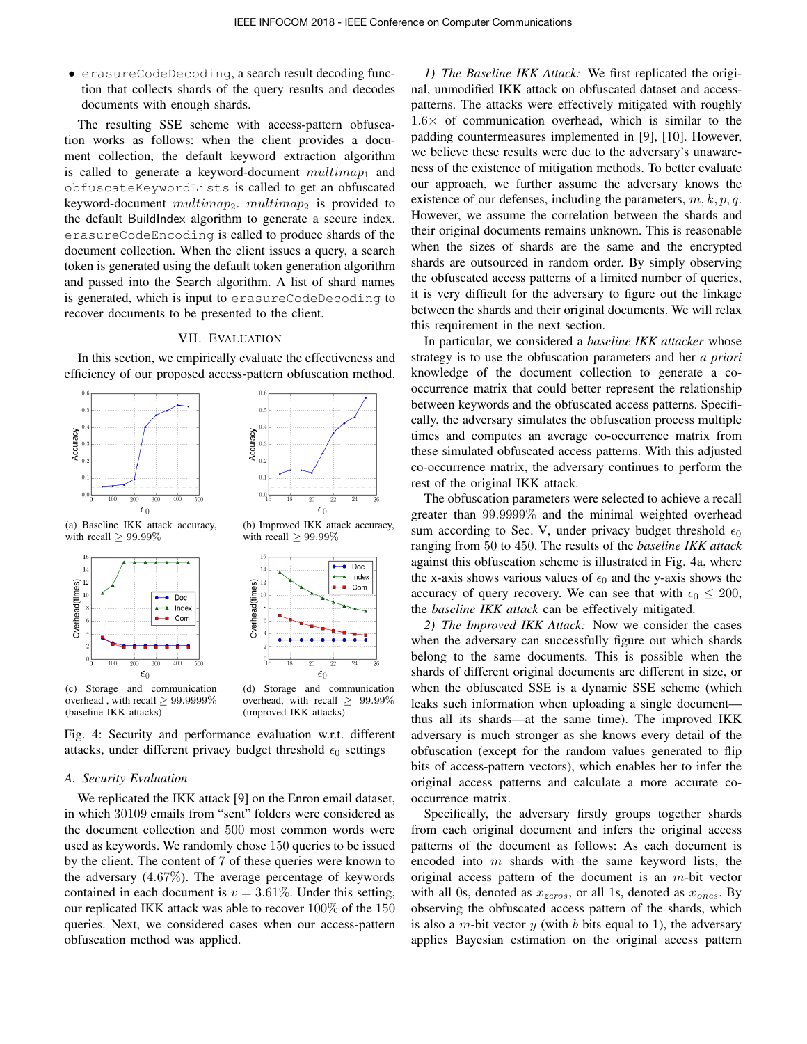- `erasureCodeDecoding`, a search result decoding function that collects shards of the query results and decodes documents with enough shards.

The resulting SSE scheme with access-pattern obfuscation works as follows: when the client provides a document collection, the default keyword extraction algorithm is called to generate a keyword-document $multimap_1$ and `obfuscateKeywordLists` is called to get an obfuscated keyword-document $multimap_2$. $multimap_2$ is provided to the default BuildIndex algorithm to generate a secure index. `erasureCodeEncoding` is called to produce shards of the document collection. When the client issues a query, a search token is generated using the default token generation algorithm and passed into the Search algorithm. A list of shard names is generated, which is input to `erasureCodeDecoding` to recover documents to be presented to the client.

## VII. Evaluation

In this section, we empirically evaluate the effectiveness and efficiency of our proposed access-pattern obfuscation method.

(a) Baseline IKK attack accuracy, with recall $\geq 99.99\%$

(b) Improved IKK attack accuracy, with recall $\geq 99.99\%$

(c) Storage and communication overhead , with recall $\geq 99.9999\%$ (baseline IKK attacks)

(d) Storage and communication overhead, with recall $\geq$ 99.99% (improved IKK attacks)

Fig. 4: Security and performance evaluation w.r.t. different attacks, under different privacy budget threshold $\epsilon_0$ settings

### A. Security Evaluation

We replicated the IKK attack [9] on the Enron email dataset, in which 30109 emails from "sent" folders were considered as the document collection and 500 most common words were used as keywords. We randomly chose 150 queries to be issued by the client. The content of 7 of these queries were known to the adversary (4.67%). The average percentage of keywords contained in each document is $v = 3.61\%$. Under this setting, our replicated IKK attack was able to recover 100% of the 150 queries. Next, we considered cases when our access-pattern obfuscation method was applied.

*1) The Baseline IKK Attack:* We first replicated the original, unmodified IKK attack on obfuscated dataset and access-patterns. The attacks were effectively mitigated with roughly $1.6\times$ of communication overhead, which is similar to the padding countermeasures implemented in [9], [10]. However, we believe these results were due to the adversary's unawareness of the existence of mitigation methods. To better evaluate our approach, we further assume the adversary knows the existence of our defenses, including the parameters, $m, k, p, q$. However, we assume the correlation between the shards and their original documents remains unknown. This is reasonable when the sizes of shards are the same and the encrypted shards are outsourced in random order. By simply observing the obfuscated access patterns of a limited number of queries, it is very difficult for the adversary to figure out the linkage between the shards and their original documents. We will relax this requirement in the next section.

In particular, we considered a *baseline IKK attacker* whose strategy is to use the obfuscation parameters and her *a priori* knowledge of the document collection to generate a co-occurrence matrix that could better represent the relationship between keywords and the obfuscated access patterns. Specifically, the adversary simulates the obfuscation process multiple times and computes an average co-occurrence matrix from these simulated obfuscated access patterns. With this adjusted co-occurrence matrix, the adversary continues to perform the rest of the original IKK attack.

The obfuscation parameters were selected to achieve a recall greater than 99.9999% and the minimal weighted overhead sum according to Sec. V, under privacy budget threshold $\epsilon_0$ ranging from 50 to 450. The results of the *baseline IKK attack* against this obfuscation scheme is illustrated in Fig. 4a, where the x-axis shows various values of $\epsilon_0$ and the y-axis shows the accuracy of query recovery. We can see that with $\epsilon_0 \leq 200$, the *baseline IKK attack* can be effectively mitigated.

*2) The Improved IKK Attack:* Now we consider the cases when the adversary can successfully figure out which shards belong to the same documents. This is possible when the shards of different original documents are different in size, or when the obfuscated SSE is a dynamic SSE scheme (which leaks such information when uploading a single document—thus all its shards—at the same time). The improved IKK adversary is much stronger as she knows every detail of the obfuscation (except for the random values generated to flip bits of access-pattern vectors), which enables her to infer the original access patterns and calculate a more accurate co-occurrence matrix.

Specifically, the adversary firstly groups together shards from each original document and infers the original access patterns of the document as follows: As each document is encoded into $m$ shards with the same keyword lists, the original access pattern of the document is an $m$-bit vector with all 0s, denoted as $x_{zeros}$, or all 1s, denoted as $x_{ones}$. By observing the obfuscated access pattern of the shards, which is also a $m$-bit vector $y$ (with $b$ bits equal to 1), the adversary applies Bayesian estimation on the original access pattern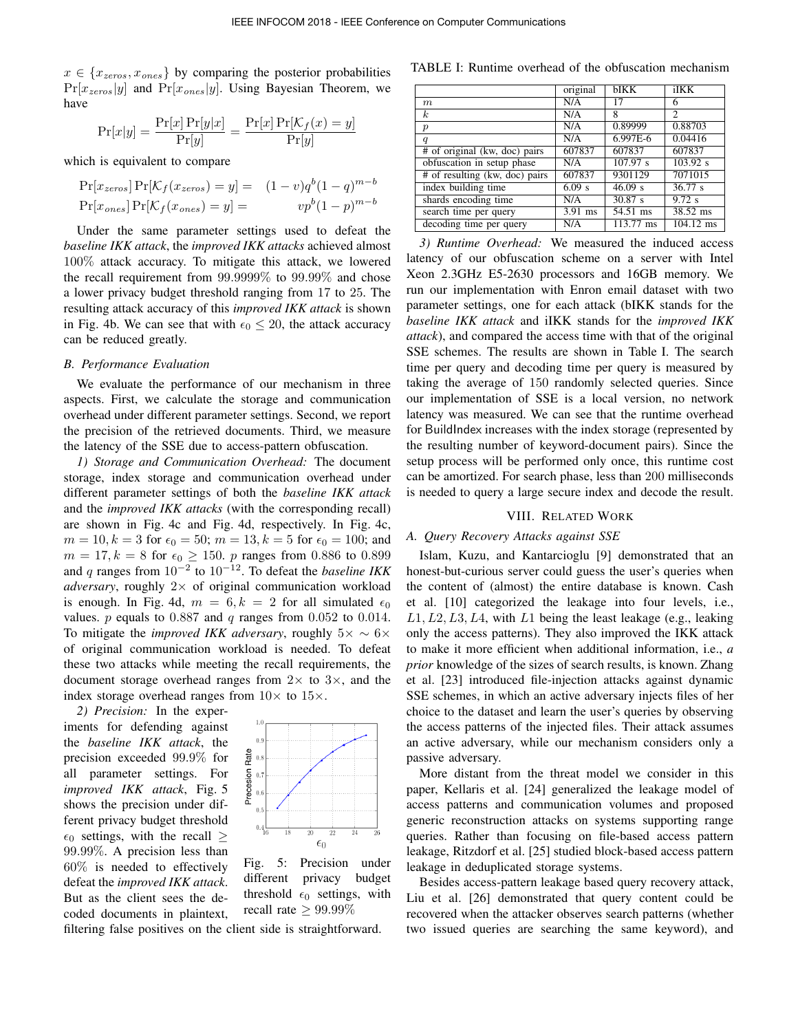$x \in \{x_{zeros}, x_{ones}\}$ by comparing the posterior probabilities $\Pr[x_{zeros}|y]$ and $\Pr[x_{ones}|y]$. Using Bayesian Theorem, we have

$$\Pr[x|y] = \frac{\Pr[x]\Pr[y|x]}{\Pr[y]} = \frac{\Pr[x]\Pr[\mathcal{K}_f(x) = y]}{\Pr[y]}$$

which is equivalent to compare

$$\Pr[x_{zeros}]\Pr[\mathcal{K}_f(x_{zeros}) = y] = \quad (1-v)q^b(1-q)^{m-b}$$
$$\Pr[x_{ones}]\Pr[\mathcal{K}_f(x_{ones}) = y] = \quad vp^b(1-p)^{m-b}$$

Under the same parameter settings used to defeat the *baseline IKK attack*, the *improved IKK attacks* achieved almost $100\%$ attack accuracy. To mitigate this attack, we lowered the recall requirement from $99.9999\%$ to $99.99\%$ and chose a lower privacy budget threshold ranging from 17 to 25. The resulting attack accuracy of this *improved IKK attack* is shown in Fig. 4b. We can see that with $\epsilon_0 \leq 20$, the attack accuracy can be reduced greatly.

### B. Performance Evaluation

We evaluate the performance of our mechanism in three aspects. First, we calculate the storage and communication overhead under different parameter settings. Second, we report the precision of the retrieved documents. Third, we measure the latency of the SSE due to access-pattern obfuscation.

*1) Storage and Communication Overhead:* The document storage, index storage and communication overhead under different parameter settings of both the *baseline IKK attack* and the *improved IKK attacks* (with the corresponding recall) are shown in Fig. 4c and Fig. 4d, respectively. In Fig. 4c, $m = 10, k = 3$ for $\epsilon_0 = 50$; $m = 13, k = 5$ for $\epsilon_0 = 100$; and $m = 17, k = 8$ for $\epsilon_0 \geq 150$. $p$ ranges from $0.886$ to $0.899$ and $q$ ranges from $10^{-2}$ to $10^{-12}$. To defeat the *baseline IKK adversary*, roughly $2\times$ of original communication workload is enough. In Fig. 4d, $m = 6, k = 2$ for all simulated $\epsilon_0$ values. $p$ equals to $0.887$ and $q$ ranges from $0.052$ to $0.014$. To mitigate the *improved IKK adversary*, roughly $5\times \sim 6\times$ of original communication workload is needed. To defeat these two attacks while meeting the recall requirements, the document storage overhead ranges from $2\times$ to $3\times$, and the index storage overhead ranges from $10\times$ to $15\times$.

*2) Precision:* In the experiments for defending against the *baseline IKK attack*, the precision exceeded $99.9\%$ for all parameter settings. For *improved IKK attack*, Fig. 5 shows the precision under different privacy budget threshold $\epsilon_0$ settings, with the recall $\geq 99.99\%$. A precision less than $60\%$ is needed to effectively defeat the *improved IKK attack*. But as the client sees the decoded documents in plaintext, filtering false positives on the client side is straightforward.

Fig. 5: Precision under different privacy budget threshold $\epsilon_0$ settings, with recall rate $\geq 99.99\%$

TABLE I: Runtime overhead of the obfuscation mechanism

| | original | bIKK | iIKK |
|---|---|---|---|
| $m$ | N/A | 17 | 6 |
| $k$ | N/A | 8 | 2 |
| $p$ | N/A | 0.89999 | 0.88703 |
| $q$ | N/A | 6.997E-6 | 0.04416 |
| # of original (kw, doc) pairs | 607837 | 607837 | 607837 |
| obfuscation in setup phase | N/A | 107.97 s | 103.92 s |
| # of resulting (kw, doc) pairs | 607837 | 9301129 | 7071015 |
| index building time | 6.09 s | 46.09 s | 36.77 s |
| shards encoding time | N/A | 30.87 s | 9.72 s |
| search time per query | 3.91 ms | 54.51 ms | 38.52 ms |
| decoding time per query | N/A | 113.77 ms | 104.12 ms |

*3) Runtime Overhead:* We measured the induced access latency of our obfuscation scheme on a server with Intel Xeon 2.3GHz E5-2630 processors and 16GB memory. We run our implementation with Enron email dataset with two parameter settings, one for each attack (bIKK stands for the *baseline IKK attack* and iIKK stands for the *improved IKK attack*), and compared the access time with that of the original SSE schemes. The results are shown in Table I. The search time per query and decoding time per query is measured by taking the average of 150 randomly selected queries. Since our implementation of SSE is a local version, no network latency was measured. We can see that the runtime overhead for BuildIndex increases with the index storage (represented by the resulting number of keyword-document pairs). Since the setup process will be performed only once, this runtime cost can be amortized. For search phase, less than 200 milliseconds is needed to query a large secure index and decode the result.

## VIII. Related Work

### A. Query Recovery Attacks against SSE

Islam, Kuzu, and Kantarcioglu [9] demonstrated that an honest-but-curious server could guess the user's queries when the content of (almost) the entire database is known. Cash et al. [10] categorized the leakage into four levels, i.e., $L1, L2, L3, L4$, with $L1$ being the least leakage (e.g., leaking only the access patterns). They also improved the IKK attack to make it more efficient when additional information, i.e., *a prior* knowledge of the sizes of search results, is known. Zhang et al. [23] introduced file-injection attacks against dynamic SSE schemes, in which an active adversary injects files of her choice to the dataset and learn the user's queries by observing the access patterns of the injected files. Their attack assumes an active adversary, while our mechanism considers only a passive adversary.

More distant from the threat model we consider in this paper, Kellaris et al. [24] generalized the leakage model of access patterns and communication volumes and proposed generic reconstruction attacks on systems supporting range queries. Rather than focusing on file-based access pattern leakage, Ritzdorf et al. [25] studied block-based access pattern leakage in deduplicated storage systems.

Besides access-pattern leakage based query recovery attack, Liu et al. [26] demonstrated that query content could be recovered when the attacker observes search patterns (whether two issued queries are searching the same keyword), and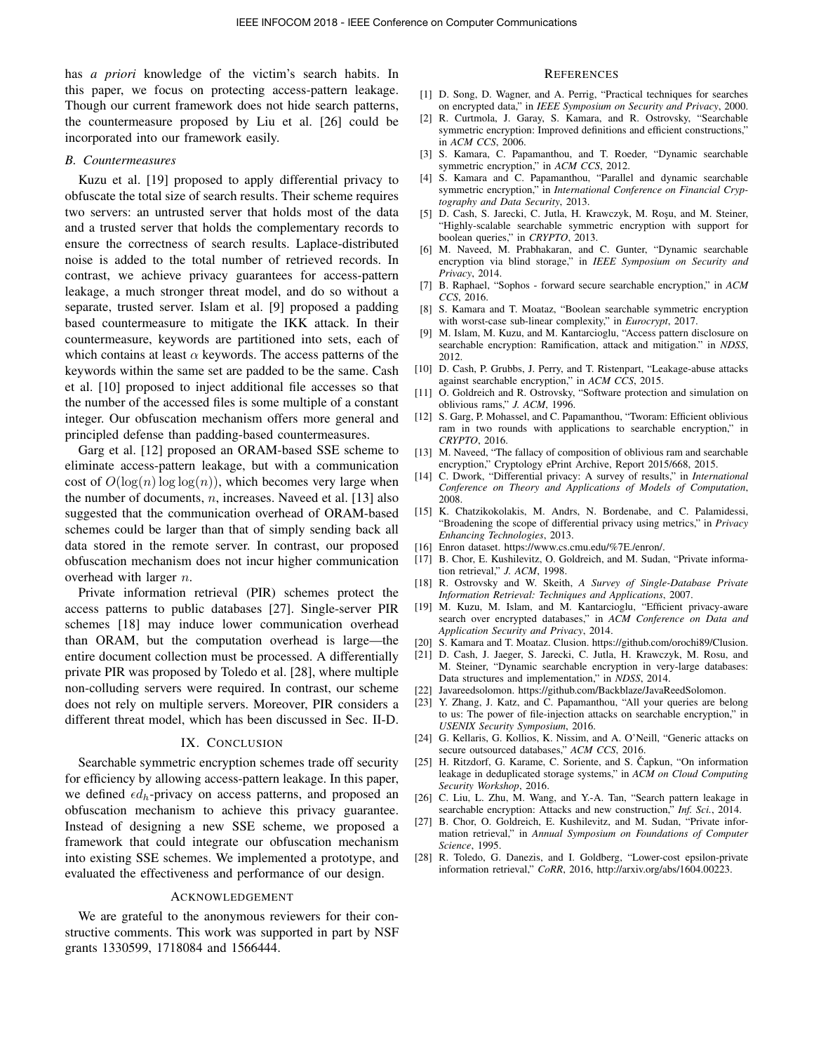has *a priori* knowledge of the victim's search habits. In this paper, we focus on protecting access-pattern leakage. Though our current framework does not hide search patterns, the countermeasure proposed by Liu et al. [26] could be incorporated into our framework easily.

### B. Countermeasures

Kuzu et al. [19] proposed to apply differential privacy to obfuscate the total size of search results. Their scheme requires two servers: an untrusted server that holds most of the data and a trusted server that holds the complementary records to ensure the correctness of search results. Laplace-distributed noise is added to the total number of retrieved records. In contrast, we achieve privacy guarantees for access-pattern leakage, a much stronger threat model, and do so without a separate, trusted server. Islam et al. [9] proposed a padding based countermeasure to mitigate the IKK attack. In their countermeasure, keywords are partitioned into sets, each of which contains at least $\alpha$ keywords. The access patterns of the keywords within the same set are padded to be the same. Cash et al. [10] proposed to inject additional file accesses so that the number of the accessed files is some multiple of a constant integer. Our obfuscation mechanism offers more general and principled defense than padding-based countermeasures.

Garg et al. [12] proposed an ORAM-based SSE scheme to eliminate access-pattern leakage, but with a communication cost of $O(\log(n) \log\log(n))$, which becomes very large when the number of documents, $n$, increases. Naveed et al. [13] also suggested that the communication overhead of ORAM-based schemes could be larger than that of simply sending back all data stored in the remote server. In contrast, our proposed obfuscation mechanism does not incur higher communication overhead with larger $n$.

Private information retrieval (PIR) schemes protect the access patterns to public databases [27]. Single-server PIR schemes [18] may induce lower communication overhead than ORAM, but the computation overhead is large—the entire document collection must be processed. A differentially private PIR was proposed by Toledo et al. [28], where multiple non-colluding servers were required. In contrast, our scheme does not rely on multiple servers. Moreover, PIR considers a different threat model, which has been discussed in Sec. II-D.

## IX. Conclusion

Searchable symmetric encryption schemes trade off security for efficiency by allowing access-pattern leakage. In this paper, we defined $\epsilon d_h$-privacy on access patterns, and proposed an obfuscation mechanism to achieve this privacy guarantee. Instead of designing a new SSE scheme, we proposed a framework that could integrate our obfuscation mechanism into existing SSE schemes. We implemented a prototype, and evaluated the effectiveness and performance of our design.

## Acknowledgement

We are grateful to the anonymous reviewers for their constructive comments. This work was supported in part by NSF grants 1330599, 1718084 and 1566444.

## References

[1] D. Song, D. Wagner, and A. Perrig, "Practical techniques for searches on encrypted data," in *IEEE Symposium on Security and Privacy*, 2000.

[2] R. Curtmola, J. Garay, S. Kamara, and R. Ostrovsky, "Searchable symmetric encryption: Improved definitions and efficient constructions," in *ACM CCS*, 2006.

[3] S. Kamara, C. Papamanthou, and T. Roeder, "Dynamic searchable symmetric encryption," in *ACM CCS*, 2012.

[4] S. Kamara and C. Papamanthou, "Parallel and dynamic searchable symmetric encryption," in *International Conference on Financial Cryptography and Data Security*, 2013.

[5] D. Cash, S. Jarecki, C. Jutla, H. Krawczyk, M. Roşu, and M. Steiner, "Highly-scalable searchable symmetric encryption with support for boolean queries," in *CRYPTO*, 2013.

[6] M. Naveed, M. Prabhakaran, and C. Gunter, "Dynamic searchable encryption via blind storage," in *IEEE Symposium on Security and Privacy*, 2014.

[7] B. Raphael, "Sophos - forward secure searchable encryption," in *ACM CCS*, 2016.

[8] S. Kamara and T. Moataz, "Boolean searchable symmetric encryption with worst-case sub-linear complexity," in *Eurocrypt*, 2017.

[9] M. Islam, M. Kuzu, and M. Kantarcioglu, "Access pattern disclosure on searchable encryption: Ramification, attack and mitigation." in *NDSS*, 2012.

[10] D. Cash, P. Grubbs, J. Perry, and T. Ristenpart, "Leakage-abuse attacks against searchable encryption," in *ACM CCS*, 2015.

[11] O. Goldreich and R. Ostrovsky, "Software protection and simulation on oblivious rams," *J. ACM*, 1996.

[12] S. Garg, P. Mohassel, and C. Papamanthou, "Tworam: Efficient oblivious ram in two rounds with applications to searchable encryption," in *CRYPTO*, 2016.

[13] M. Naveed, "The fallacy of composition of oblivious ram and searchable encryption," Cryptology ePrint Archive, Report 2015/668, 2015.

[14] C. Dwork, "Differential privacy: A survey of results," in *International Conference on Theory and Applications of Models of Computation*, 2008.

[15] K. Chatzikokolakis, M. Andrs, N. Bordenabe, and C. Palamidessi, "Broadening the scope of differential privacy using metrics," in *Privacy Enhancing Technologies*, 2013.

[16] Enron dataset. https://www.cs.cmu.edu/%7E./enron/.

[17] B. Chor, E. Kushilevitz, O. Goldreich, and M. Sudan, "Private information retrieval," *J. ACM*, 1998.

[18] R. Ostrovsky and W. Skeith, *A Survey of Single-Database Private Information Retrieval: Techniques and Applications*, 2007.

[19] M. Kuzu, M. Islam, and M. Kantarcioglu, "Efficient privacy-aware search over encrypted databases," in *ACM Conference on Data and Application Security and Privacy*, 2014.

[20] S. Kamara and T. Moataz. Clusion. https://github.com/orochi89/Clusion.

[21] D. Cash, J. Jaeger, S. Jarecki, C. Jutla, H. Krawczyk, M. Rosu, and M. Steiner, "Dynamic searchable encryption in very-large databases: Data structures and implementation," in *NDSS*, 2014.

[22] Javareedsolomon. https://github.com/Backblaze/JavaReedSolomon.

[23] Y. Zhang, J. Katz, and C. Papamanthou, "All your queries are belong to us: The power of file-injection attacks on searchable encryption," in *USENIX Security Symposium*, 2016.

[24] G. Kellaris, G. Kollios, K. Nissim, and A. O'Neill, "Generic attacks on secure outsourced databases," *ACM CCS*, 2016.

[25] H. Ritzdorf, G. Karame, C. Soriente, and S. Čapkun, "On information leakage in deduplicated storage systems," in *ACM on Cloud Computing Security Workshop*, 2016.

[26] C. Liu, L. Zhu, M. Wang, and Y.-A. Tan, "Search pattern leakage in searchable encryption: Attacks and new construction," *Inf. Sci.*, 2014.

[27] B. Chor, O. Goldreich, E. Kushilevitz, and M. Sudan, "Private information retrieval," in *Annual Symposium on Foundations of Computer Science*, 1995.

[28] R. Toledo, G. Danezis, and I. Goldberg, "Lower-cost epsilon-private information retrieval," *CoRR*, 2016, http://arxiv.org/abs/1604.00223.